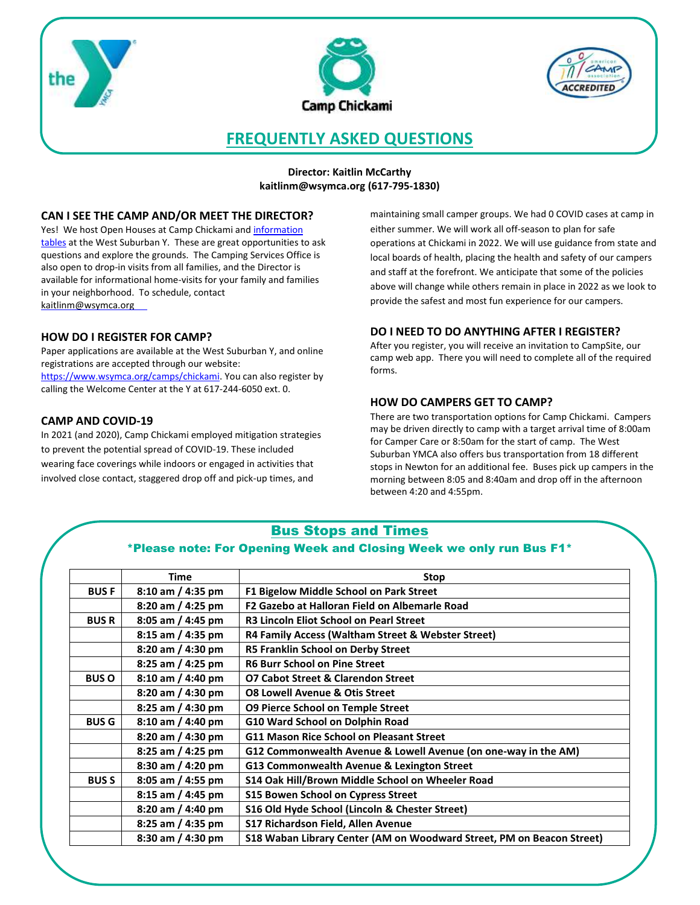Camp Chickami

# FREQUENTLY ASKED QUESTIONS

**Director: Kaitlin McCarthy**
**kaitlinm@wsymca.org (617-795-1830)**

## CAN I SEE THE CAMP AND/OR MEET THE DIRECTOR?

Yes! We host Open Houses at Camp Chickami and information tables at the West Suburban Y. These are great opportunities to ask questions and explore the grounds. The Camping Services Office is also open to drop-in visits from all families, and the Director is available for informational home-visits for your family and families in your neighborhood. To schedule, contact kaitlinm@wsymca.org

## HOW DO I REGISTER FOR CAMP?

Paper applications are available at the West Suburban Y, and online registrations are accepted through our website: https://www.wsymca.org/camps/chickami. You can also register by calling the Welcome Center at the Y at 617-244-6050 ext. 0.

## CAMP AND COVID-19

In 2021 (and 2020), Camp Chickami employed mitigation strategies to prevent the potential spread of COVID-19. These included wearing face coverings while indoors or engaged in activities that involved close contact, staggered drop off and pick-up times, and maintaining small camper groups. We had 0 COVID cases at camp in either summer. We will work all off-season to plan for safe operations at Chickami in 2022. We will use guidance from state and local boards of health, placing the health and safety of our campers and staff at the forefront. We anticipate that some of the policies above will change while others remain in place in 2022 as we look to provide the safest and most fun experience for our campers.

## DO I NEED TO DO ANYTHING AFTER I REGISTER?

After you register, you will receive an invitation to CampSite, our camp web app. There you will need to complete all of the required forms.

## HOW DO CAMPERS GET TO CAMP?

There are two transportation options for Camp Chickami. Campers may be driven directly to camp with a target arrival time of 8:00am for Camper Care or 8:50am for the start of camp. The West Suburban YMCA also offers bus transportation from 18 different stops in Newton for an additional fee. Buses pick up campers in the morning between 8:05 and 8:40am and drop off in the afternoon between 4:20 and 4:55pm.

## Bus Stops and Times

*Please note: For Opening Week and Closing Week we only run Bus F1*

| | Time | Stop |
|---|---|---|
| **BUS F** | 8:10 am / 4:35 pm | F1 Bigelow Middle School on Park Street |
| | 8:20 am / 4:25 pm | F2 Gazebo at Halloran Field on Albemarle Road |
| **BUS R** | 8:05 am / 4:45 pm | R3 Lincoln Eliot School on Pearl Street |
| | 8:15 am / 4:35 pm | R4 Family Access (Waltham Street & Webster Street) |
| | 8:20 am / 4:30 pm | R5 Franklin School on Derby Street |
| | 8:25 am / 4:25 pm | R6 Burr School on Pine Street |
| **BUS O** | 8:10 am / 4:40 pm | O7 Cabot Street & Clarendon Street |
| | 8:20 am / 4:30 pm | O8 Lowell Avenue & Otis Street |
| | 8:25 am / 4:30 pm | O9 Pierce School on Temple Street |
| **BUS G** | 8:10 am / 4:40 pm | G10 Ward School on Dolphin Road |
| | 8:20 am / 4:30 pm | G11 Mason Rice School on Pleasant Street |
| | 8:25 am / 4:25 pm | G12 Commonwealth Avenue & Lowell Avenue (on one-way in the AM) |
| | 8:30 am / 4:20 pm | G13 Commonwealth Avenue & Lexington Street |
| **BUS S** | 8:05 am / 4:55 pm | S14 Oak Hill/Brown Middle School on Wheeler Road |
| | 8:15 am / 4:45 pm | S15 Bowen School on Cypress Street |
| | 8:20 am / 4:40 pm | S16 Old Hyde School (Lincoln & Chester Street) |
| | 8:25 am / 4:35 pm | S17 Richardson Field, Allen Avenue |
| | 8:30 am / 4:30 pm | S18 Waban Library Center (AM on Woodward Street, PM on Beacon Street) |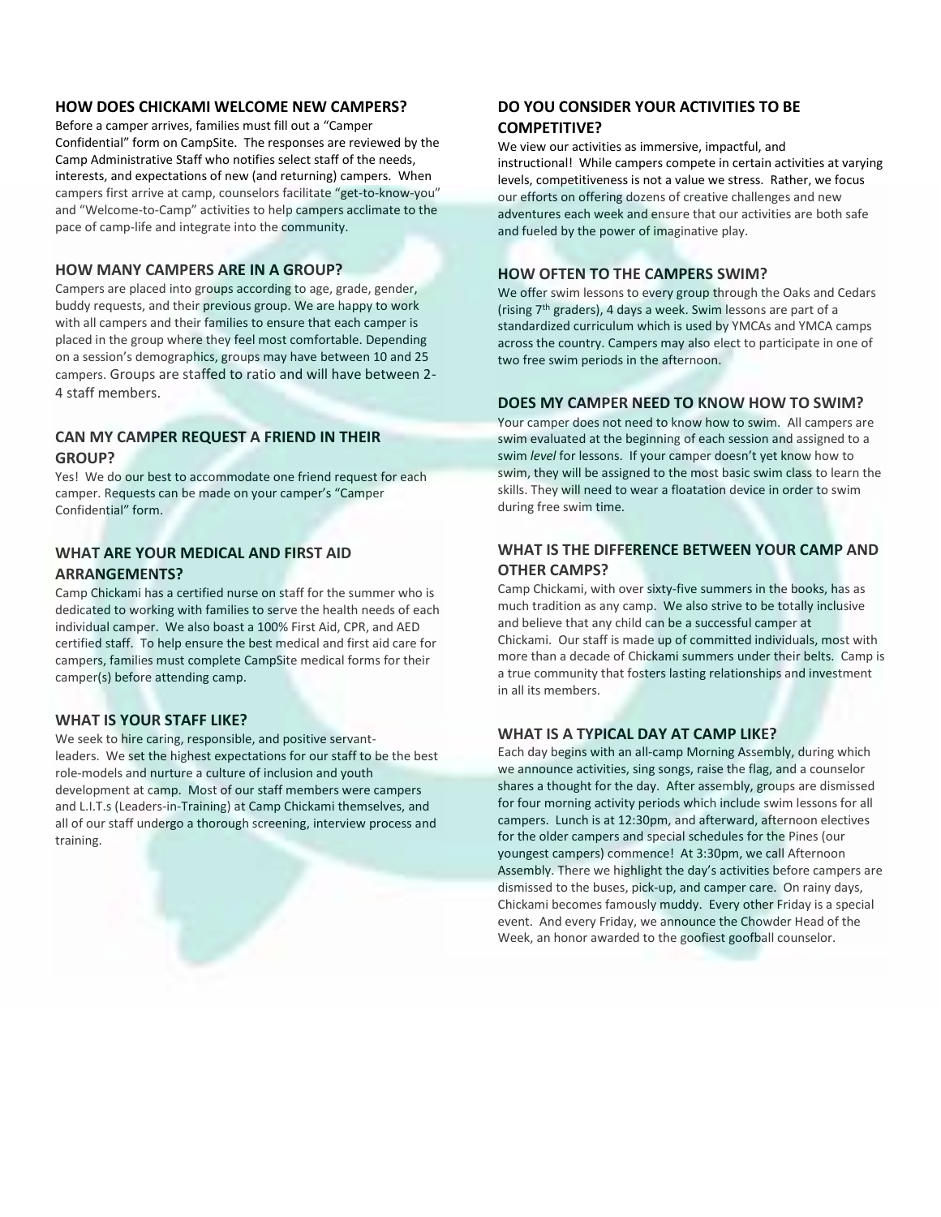## HOW DOES CHICKAMI WELCOME NEW CAMPERS?

Before a camper arrives, families must fill out a "Camper Confidential" form on CampSite. The responses are reviewed by the Camp Administrative Staff who notifies select staff of the needs, interests, and expectations of new (and returning) campers. When campers first arrive at camp, counselors facilitate "get-to-know-you" and "Welcome-to-Camp" activities to help campers acclimate to the pace of camp-life and integrate into the community.

## HOW MANY CAMPERS ARE IN A GROUP?

Campers are placed into groups according to age, grade, gender, buddy requests, and their previous group. We are happy to work with all campers and their families to ensure that each camper is placed in the group where they feel most comfortable. Depending on a session's demographics, groups may have between 10 and 25 campers. Groups are staffed to ratio and will have between 2-4 staff members.

## CAN MY CAMPER REQUEST A FRIEND IN THEIR GROUP?

Yes! We do our best to accommodate one friend request for each camper. Requests can be made on your camper's "Camper Confidential" form.

## WHAT ARE YOUR MEDICAL AND FIRST AID ARRANGEMENTS?

Camp Chickami has a certified nurse on staff for the summer who is dedicated to working with families to serve the health needs of each individual camper. We also boast a 100% First Aid, CPR, and AED certified staff. To help ensure the best medical and first aid care for campers, families must complete CampSite medical forms for their camper(s) before attending camp.

## WHAT IS YOUR STAFF LIKE?

We seek to hire caring, responsible, and positive servant-leaders. We set the highest expectations for our staff to be the best role-models and nurture a culture of inclusion and youth development at camp. Most of our staff members were campers and L.I.T.s (Leaders-in-Training) at Camp Chickami themselves, and all of our staff undergo a thorough screening, interview process and training.

## DO YOU CONSIDER YOUR ACTIVITIES TO BE COMPETITIVE?

We view our activities as immersive, impactful, and instructional! While campers compete in certain activities at varying levels, competitiveness is not a value we stress. Rather, we focus our efforts on offering dozens of creative challenges and new adventures each week and ensure that our activities are both safe and fueled by the power of imaginative play.

## HOW OFTEN TO THE CAMPERS SWIM?

We offer swim lessons to every group through the Oaks and Cedars (rising 7th graders), 4 days a week. Swim lessons are part of a standardized curriculum which is used by YMCAs and YMCA camps across the country. Campers may also elect to participate in one of two free swim periods in the afternoon.

## DOES MY CAMPER NEED TO KNOW HOW TO SWIM?

Your camper does not need to know how to swim. All campers are swim evaluated at the beginning of each session and assigned to a swim *level* for lessons. If your camper doesn't yet know how to swim, they will be assigned to the most basic swim class to learn the skills. They will need to wear a floatation device in order to swim during free swim time.

## WHAT IS THE DIFFERENCE BETWEEN YOUR CAMP AND OTHER CAMPS?

Camp Chickami, with over sixty-five summers in the books, has as much tradition as any camp. We also strive to be totally inclusive and believe that any child can be a successful camper at Chickami. Our staff is made up of committed individuals, most with more than a decade of Chickami summers under their belts. Camp is a true community that fosters lasting relationships and investment in all its members.

## WHAT IS A TYPICAL DAY AT CAMP LIKE?

Each day begins with an all-camp Morning Assembly, during which we announce activities, sing songs, raise the flag, and a counselor shares a thought for the day. After assembly, groups are dismissed for four morning activity periods which include swim lessons for all campers. Lunch is at 12:30pm, and afterward, afternoon electives for the older campers and special schedules for the Pines (our youngest campers) commence! At 3:30pm, we call Afternoon Assembly. There we highlight the day's activities before campers are dismissed to the buses, pick-up, and camper care. On rainy days, Chickami becomes famously muddy. Every other Friday is a special event. And every Friday, we announce the Chowder Head of the Week, an honor awarded to the goofiest goofball counselor.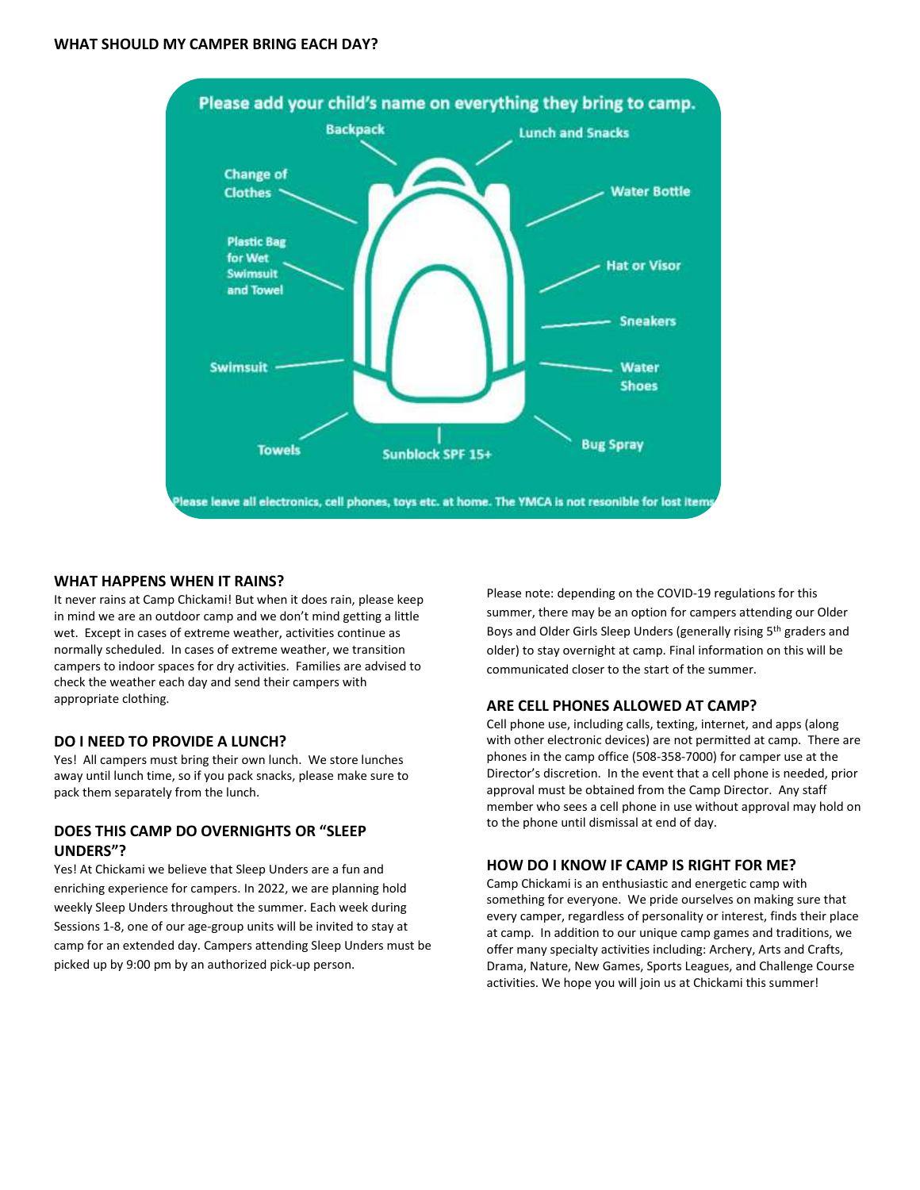## WHAT SHOULD MY CAMPER BRING EACH DAY?

Please add your child's name on everything they bring to camp.

Backpack

Lunch and Snacks

Change of Clothes

Water Bottle

Plastic Bag for Wet Swimsuit and Towel

Hat or Visor

Sneakers

Swimsuit

Water Shoes

Towels

Sunblock SPF 15+

Bug Spray

Please leave all electronics, cell phones, toys etc. at home. The YMCA is not resonible for lost items

## WHAT HAPPENS WHEN IT RAINS?

It never rains at Camp Chickami! But when it does rain, please keep in mind we are an outdoor camp and we don't mind getting a little wet. Except in cases of extreme weather, activities continue as normally scheduled. In cases of extreme weather, we transition campers to indoor spaces for dry activities. Families are advised to check the weather each day and send their campers with appropriate clothing.

## DO I NEED TO PROVIDE A LUNCH?

Yes! All campers must bring their own lunch. We store lunches away until lunch time, so if you pack snacks, please make sure to pack them separately from the lunch.

## DOES THIS CAMP DO OVERNIGHTS OR "SLEEP UNDERS"?

Yes! At Chickami we believe that Sleep Unders are a fun and enriching experience for campers. In 2022, we are planning hold weekly Sleep Unders throughout the summer. Each week during Sessions 1-8, one of our age-group units will be invited to stay at camp for an extended day. Campers attending Sleep Unders must be picked up by 9:00 pm by an authorized pick-up person.

Please note: depending on the COVID-19 regulations for this summer, there may be an option for campers attending our Older Boys and Older Girls Sleep Unders (generally rising 5th graders and older) to stay overnight at camp. Final information on this will be communicated closer to the start of the summer.

## ARE CELL PHONES ALLOWED AT CAMP?

Cell phone use, including calls, texting, internet, and apps (along with other electronic devices) are not permitted at camp. There are phones in the camp office (508-358-7000) for camper use at the Director's discretion. In the event that a cell phone is needed, prior approval must be obtained from the Camp Director. Any staff member who sees a cell phone in use without approval may hold on to the phone until dismissal at end of day.

## HOW DO I KNOW IF CAMP IS RIGHT FOR ME?

Camp Chickami is an enthusiastic and energetic camp with something for everyone. We pride ourselves on making sure that every camper, regardless of personality or interest, finds their place at camp. In addition to our unique camp games and traditions, we offer many specialty activities including: Archery, Arts and Crafts, Drama, Nature, New Games, Sports Leagues, and Challenge Course activities. We hope you will join us at Chickami this summer!